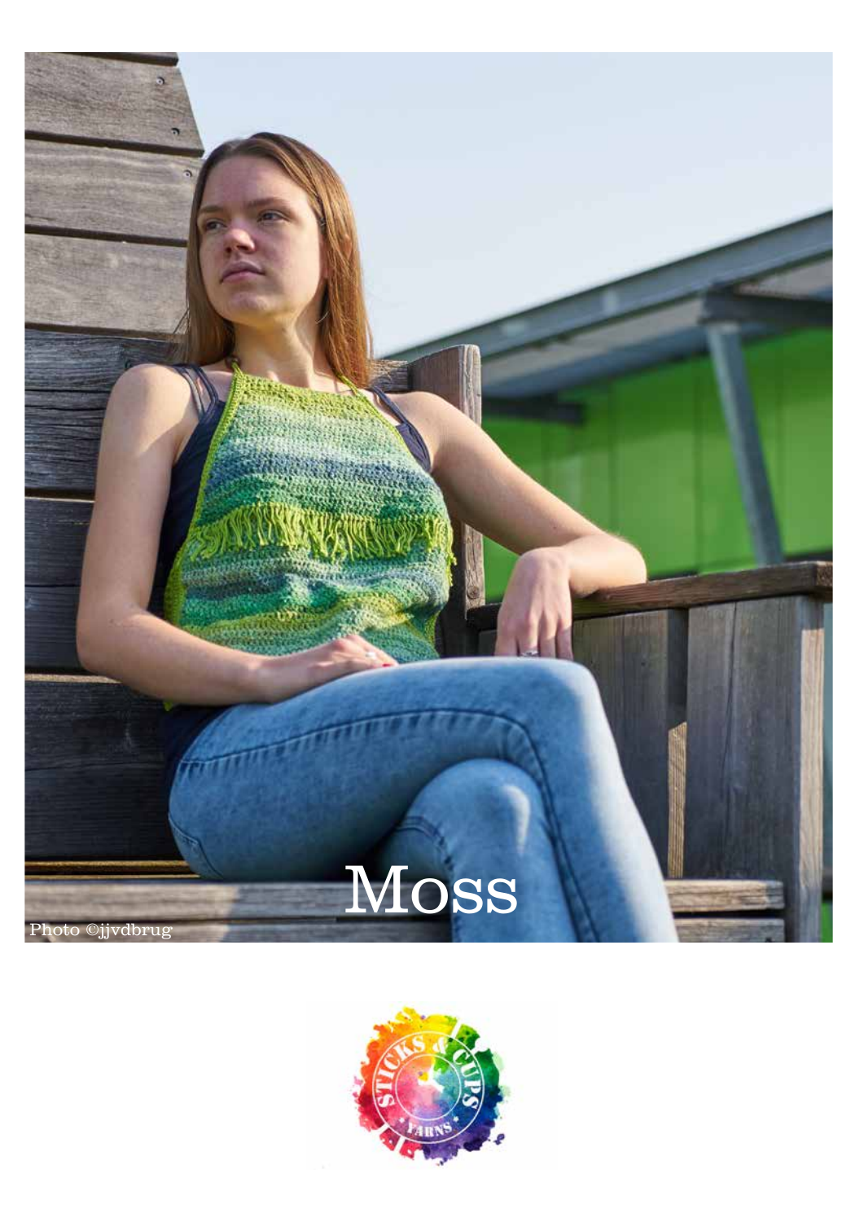# Moss

Photo ©jjvdbrug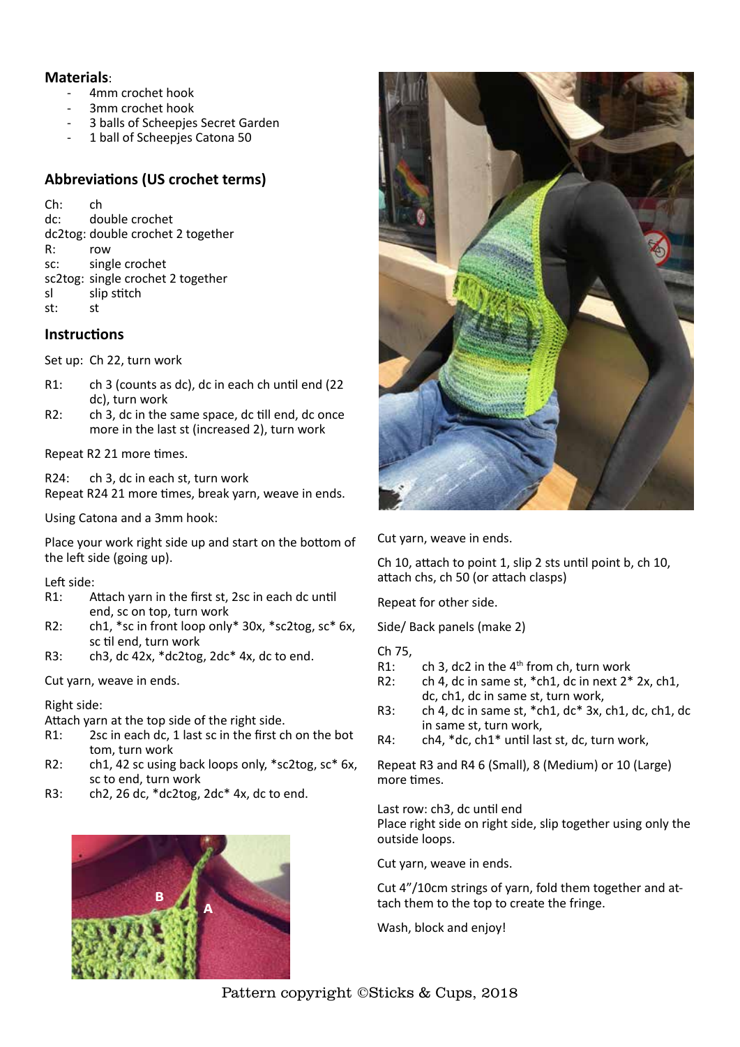## Materials:

- 4mm crochet hook
- 3mm crochet hook
- 3 balls of Scheepjes Secret Garden
- 1 ball of Scheepjes Catona 50

## Abbreviations (US crochet terms)

Ch: ch
dc: double crochet
dc2tog: double crochet 2 together
R: row
sc: single crochet
sc2tog: single crochet 2 together
sl slip stitch
st: st

## Instructions

Set up: Ch 22, turn work

R1: ch 3 (counts as dc), dc in each ch until end (22 dc), turn work
R2: ch 3, dc in the same space, dc till end, dc once more in the last st (increased 2), turn work

Repeat R2 21 more times.

R24: ch 3, dc in each st, turn work
Repeat R24 21 more times, break yarn, weave in ends.

Using Catona and a 3mm hook:

Place your work right side up and start on the bottom of the left side (going up).

Left side:
R1: Attach yarn in the first st, 2sc in each dc until end, sc on top, turn work
R2: ch1, *sc in front loop only* 30x, *sc2tog, sc* 6x, sc til end, turn work
R3: ch3, dc 42x, *dc2tog, 2dc* 4x, dc to end.

Cut yarn, weave in ends.

Right side:
Attach yarn at the top side of the right side.
R1: 2sc in each dc, 1 last sc in the first ch on the bottom, turn work
R2: ch1, 42 sc using back loops only, *sc2tog, sc* 6x, sc to end, turn work
R3: ch2, 26 dc, *dc2tog, 2dc* 4x, dc to end.

Cut yarn, weave in ends.

Ch 10, attach to point 1, slip 2 sts until point b, ch 10, attach chs, ch 50 (or attach clasps)

Repeat for other side.

Side/ Back panels (make 2)

Ch 75,
R1: ch 3, dc2 in the 4th from ch, turn work
R2: ch 4, dc in same st, *ch1, dc in next 2* 2x, ch1, dc, ch1, dc in same st, turn work,
R3: ch 4, dc in same st, *ch1, dc* 3x, ch1, dc, ch1, dc in same st, turn work,
R4: ch4, *dc, ch1* until last st, dc, turn work,

Repeat R3 and R4 6 (Small), 8 (Medium) or 10 (Large) more times.

Last row: ch3, dc until end
Place right side on right side, slip together using only the outside loops.

Cut yarn, weave in ends.

Cut 4"/10cm strings of yarn, fold them together and attach them to the top to create the fringe.

Wash, block and enjoy!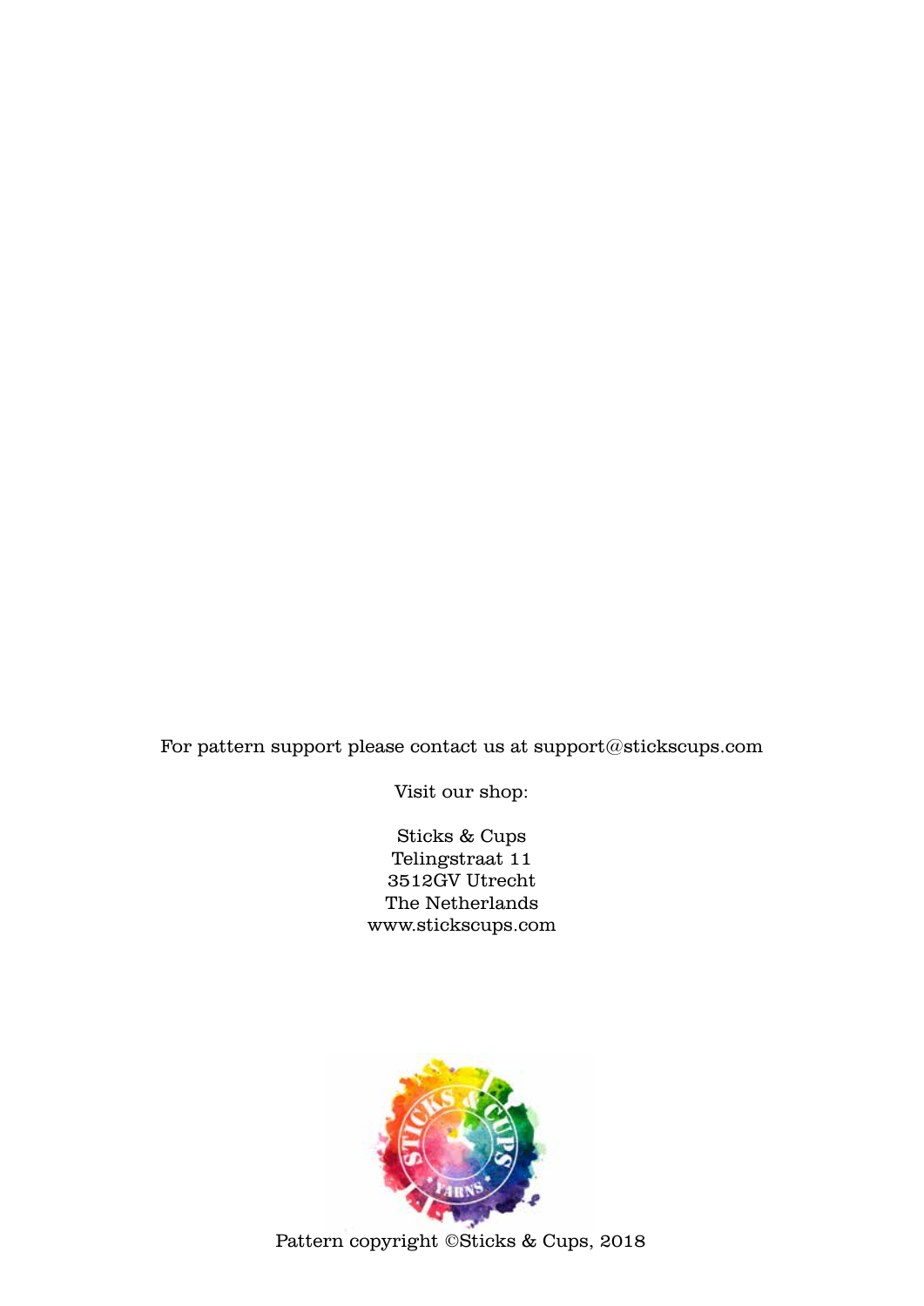For pattern support please contact us at support@stickscups.com

Visit our shop:

Sticks & Cups
Telingstraat 11
3512GV Utrecht
The Netherlands
www.stickscups.com

Pattern copyright ©Sticks & Cups, 2018